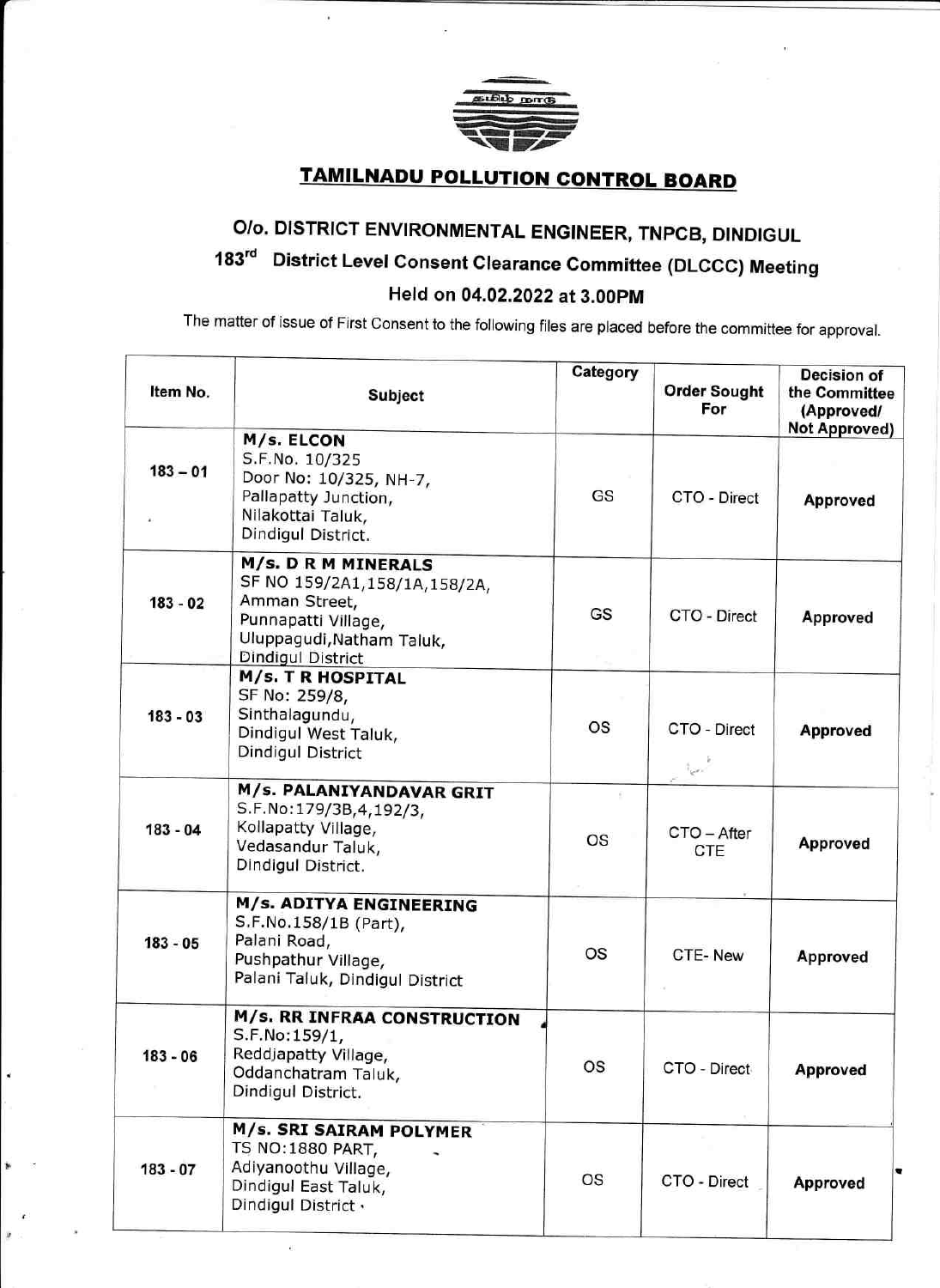# TAMILNADU POLLUTION CONTROL BOARD

## O/o. DISTRICT ENVIRONMENTAL ENGINEER, TNPCB, DINDIGUL

## 183rd District Level Consent Clearance Committee (DLCCC) Meeting

## Held on 04.02.2022 at 3.00PM

The matter of issue of First Consent to the following files are placed before the committee for approval.

| Item No. | Subject | Category | Order Sought For | Decision of the Committee (Approved/ Not Approved) |
|---|---|---|---|---|
| 183 – 01 | **M/s. ELCON**<br>S.F.No. 10/325<br>Door No: 10/325, NH-7,<br>Pallapatty Junction,<br>Nilakottai Taluk,<br>Dindigul District. | GS | CTO - Direct | **Approved** |
| 183 - 02 | **M/s. D R M MINERALS**<br>SF NO 159/2A1,158/1A,158/2A,<br>Amman Street,<br>Punnapatti Village,<br>Uluppagudi,Natham Taluk,<br>Dindigul District | GS | CTO - Direct | **Approved** |
| 183 - 03 | **M/s. T R HOSPITAL**<br>SF No: 259/8,<br>Sinthalagundu,<br>Dindigul West Taluk,<br>Dindigul District | OS | CTO - Direct | **Approved** |
| 183 - 04 | **M/s. PALANIYANDAVAR GRIT**<br>S.F.No:179/3B,4,192/3,<br>Kollapatty Village,<br>Vedasandur Taluk,<br>Dindigul District. | OS | CTO – After CTE | **Approved** |
| 183 - 05 | **M/s. ADITYA ENGINEERING**<br>S.F.No.158/1B (Part),<br>Palani Road,<br>Pushpathur Village,<br>Palani Taluk, Dindigul District | OS | CTE- New | **Approved** |
| 183 - 06 | **M/s. RR INFRAA CONSTRUCTION**<br>S.F.No:159/1,<br>Reddjapatty Village,<br>Oddanchatram Taluk,<br>Dindigul District. | OS | CTO - Direct | **Approved** |
| 183 - 07 | **M/s. SRI SAIRAM POLYMER**<br>TS NO:1880 PART,<br>Adiyanoothu Village,<br>Dindigul East Taluk,<br>Dindigul District. | OS | CTO - Direct | **Approved** |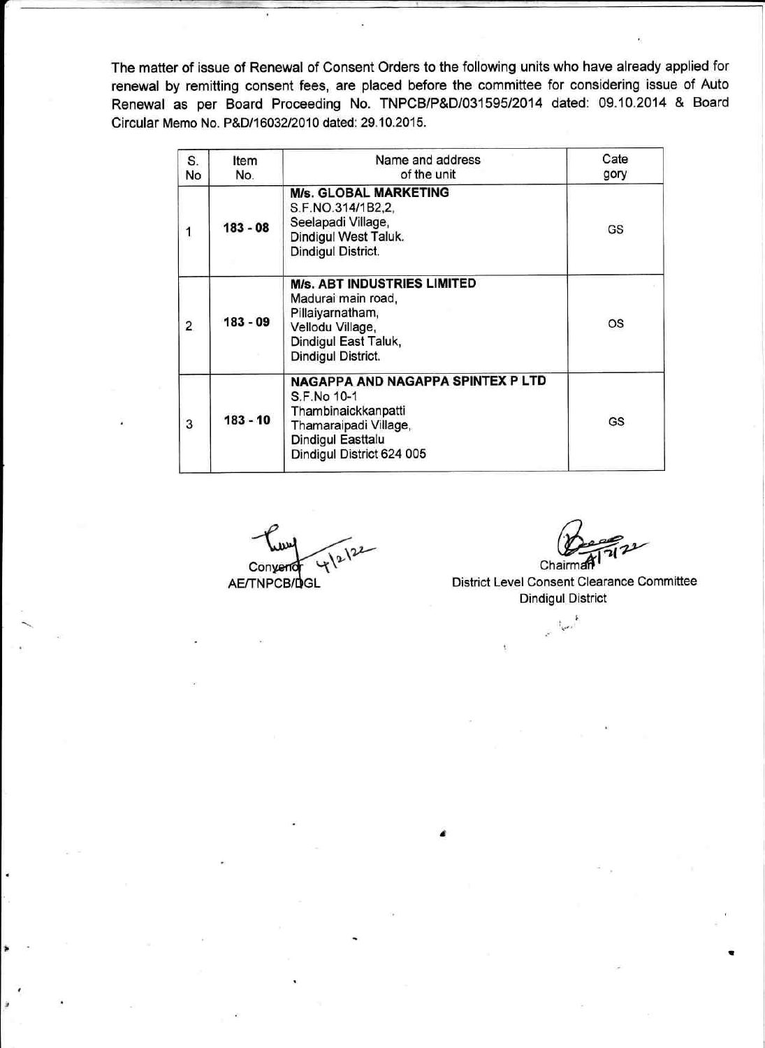The matter of issue of Renewal of Consent Orders to the following units who have already applied for renewal by remitting consent fees, are placed before the committee for considering issue of Auto Renewal as per Board Proceeding No. TNPCB/P&D/031595/2014 dated: 09.10.2014 & Board Circular Memo No. P&D/16032/2010 dated: 29.10.2015.

| S. No | Item No. | Name and address of the unit | Category |
|---|---|---|---|
| 1 | **183 - 08** | **M/s. GLOBAL MARKETING**<br>S.F.NO.314/1B2,2,<br>Seelapadi Village,<br>Dindigul West Taluk.<br>Dindigul District. | GS |
| 2 | **183 - 09** | **M/s. ABT INDUSTRIES LIMITED**<br>Madurai main road,<br>Pillaiyarnatham,<br>Vellodu Village,<br>Dindigul East Taluk,<br>Dindigul District. | OS |
| 3 | **183 - 10** | **NAGAPPA AND NAGAPPA SPINTEX P LTD**<br>S.F.No 10-1<br>Thambinaickkanpatti<br>Thamaraipadi Village,<br>Dindigul Easttalu<br>Dindigul District 624 005 | GS |

Convenor 4/2/22
AE/TNPCB/DGL

Chairman 4/2/22
District Level Consent Clearance Committee
Dindigul District